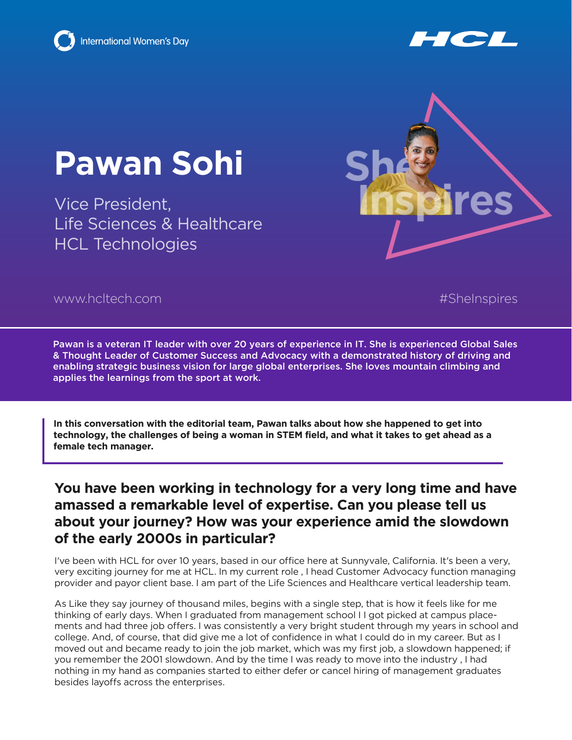International Women's Day

HCL

# Pawan Sohi

Vice President,
Life Sciences & Healthcare
HCL Technologies

She Inspires

www.hcltech.com

#SheInspires

**Pawan is a veteran IT leader with over 20 years of experience in IT. She is experienced Global Sales & Thought Leader of Customer Success and Advocacy with a demonstrated history of driving and enabling strategic business vision for large global enterprises. She loves mountain climbing and applies the learnings from the sport at work.**

**In this conversation with the editorial team, Pawan talks about how she happened to get into technology, the challenges of being a woman in STEM field, and what it takes to get ahead as a female tech manager.**

## You have been working in technology for a very long time and have amassed a remarkable level of expertise. Can you please tell us about your journey? How was your experience amid the slowdown of the early 2000s in particular?

I've been with HCL for over 10 years, based in our office here at Sunnyvale, California. It's been a very, very exciting journey for me at HCL. In my current role , I head Customer Advocacy function managing provider and payor client base. I am part of the Life Sciences and Healthcare vertical leadership team.

As Like they say journey of thousand miles, begins with a single step, that is how it feels like for me thinking of early days. When I graduated from management school I I got picked at campus placements and had three job offers. I was consistently a very bright student through my years in school and college. And, of course, that did give me a lot of confidence in what I could do in my career. But as I moved out and became ready to join the job market, which was my first job, a slowdown happened; if you remember the 2001 slowdown. And by the time I was ready to move into the industry , I had nothing in my hand as companies started to either defer or cancel hiring of management graduates besides layoffs across the enterprises.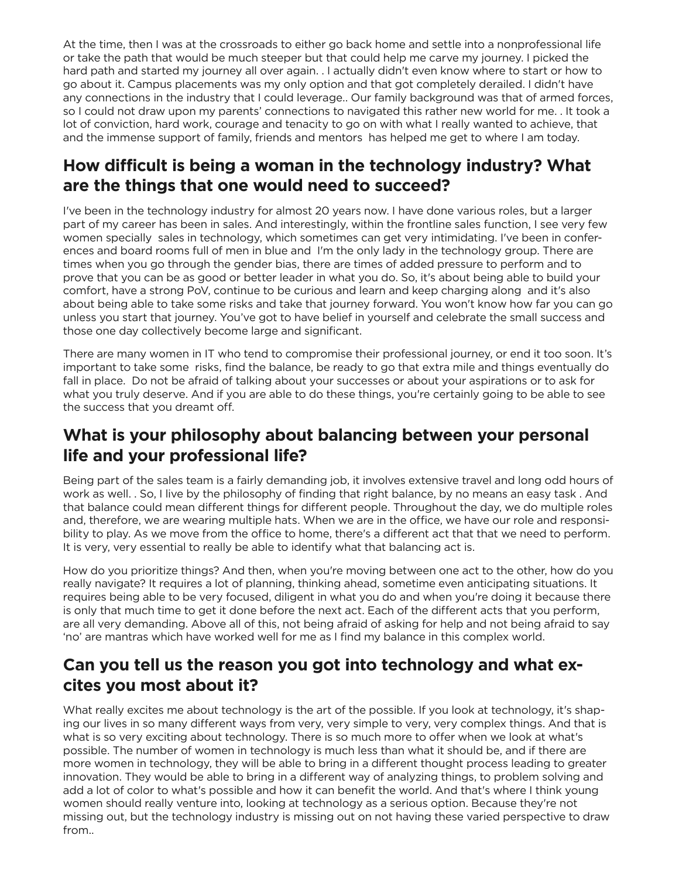At the time, then I was at the crossroads to either go back home and settle into a nonprofessional life or take the path that would be much steeper but that could help me carve my journey. I picked the hard path and started my journey all over again. . I actually didn't even know where to start or how to go about it. Campus placements was my only option and that got completely derailed. I didn't have any connections in the industry that I could leverage.. Our family background was that of armed forces, so I could not draw upon my parents' connections to navigated this rather new world for me. . It took a lot of conviction, hard work, courage and tenacity to go on with what I really wanted to achieve, that and the immense support of family, friends and mentors has helped me get to where I am today.

## How difficult is being a woman in the technology industry? What are the things that one would need to succeed?

I've been in the technology industry for almost 20 years now. I have done various roles, but a larger part of my career has been in sales. And interestingly, within the frontline sales function, I see very few women specially sales in technology, which sometimes can get very intimidating. I've been in conferences and board rooms full of men in blue and I'm the only lady in the technology group. There are times when you go through the gender bias, there are times of added pressure to perform and to prove that you can be as good or better leader in what you do. So, it's about being able to build your comfort, have a strong PoV, continue to be curious and learn and keep charging along and it's also about being able to take some risks and take that journey forward. You won't know how far you can go unless you start that journey. You've got to have belief in yourself and celebrate the small success and those one day collectively become large and significant.

There are many women in IT who tend to compromise their professional journey, or end it too soon. It's important to take some risks, find the balance, be ready to go that extra mile and things eventually do fall in place. Do not be afraid of talking about your successes or about your aspirations or to ask for what you truly deserve. And if you are able to do these things, you're certainly going to be able to see the success that you dreamt off.

## What is your philosophy about balancing between your personal life and your professional life?

Being part of the sales team is a fairly demanding job, it involves extensive travel and long odd hours of work as well. . So, I live by the philosophy of finding that right balance, by no means an easy task . And that balance could mean different things for different people. Throughout the day, we do multiple roles and, therefore, we are wearing multiple hats. When we are in the office, we have our role and responsibility to play. As we move from the office to home, there's a different act that that we need to perform. It is very, very essential to really be able to identify what that balancing act is.

How do you prioritize things? And then, when you're moving between one act to the other, how do you really navigate? It requires a lot of planning, thinking ahead, sometime even anticipating situations. It requires being able to be very focused, diligent in what you do and when you're doing it because there is only that much time to get it done before the next act. Each of the different acts that you perform, are all very demanding. Above all of this, not being afraid of asking for help and not being afraid to say 'no' are mantras which have worked well for me as I find my balance in this complex world.

## Can you tell us the reason you got into technology and what excites you most about it?

What really excites me about technology is the art of the possible. If you look at technology, it's shaping our lives in so many different ways from very, very simple to very, very complex things. And that is what is so very exciting about technology. There is so much more to offer when we look at what's possible. The number of women in technology is much less than what it should be, and if there are more women in technology, they will be able to bring in a different thought process leading to greater innovation. They would be able to bring in a different way of analyzing things, to problem solving and add a lot of color to what's possible and how it can benefit the world. And that's where I think young women should really venture into, looking at technology as a serious option. Because they're not missing out, but the technology industry is missing out on not having these varied perspective to draw from..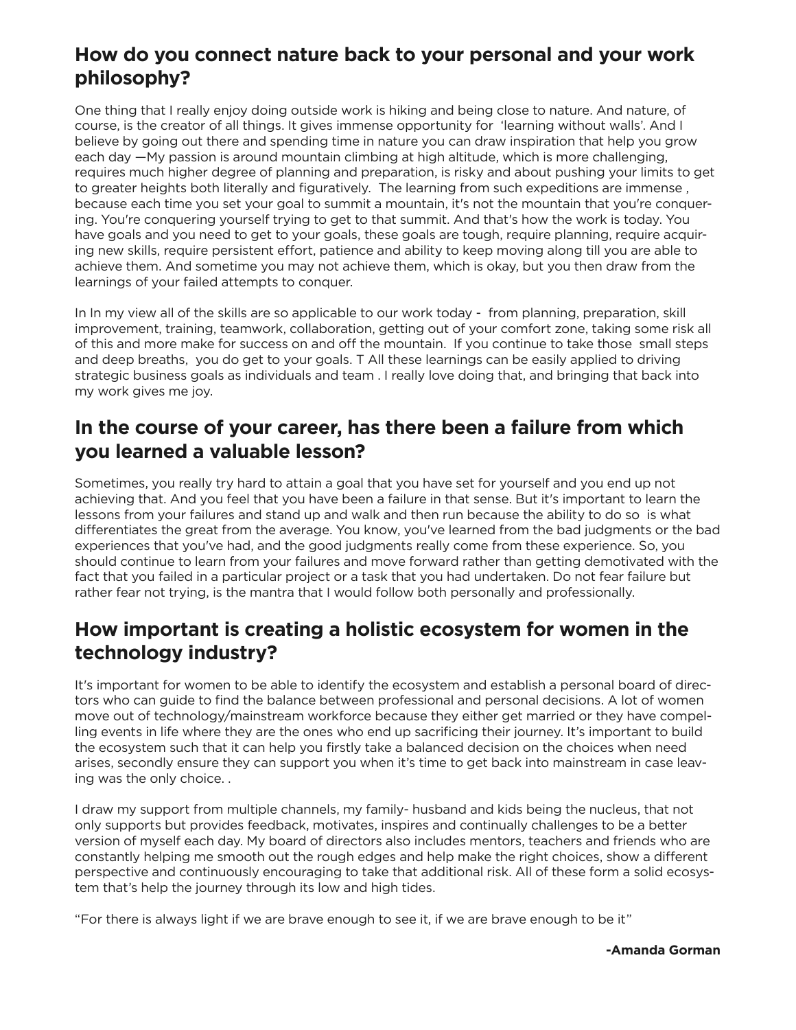## How do you connect nature back to your personal and your work philosophy?

One thing that I really enjoy doing outside work is hiking and being close to nature. And nature, of course, is the creator of all things. It gives immense opportunity for 'learning without walls'. And I believe by going out there and spending time in nature you can draw inspiration that help you grow each day —My passion is around mountain climbing at high altitude, which is more challenging, requires much higher degree of planning and preparation, is risky and about pushing your limits to get to greater heights both literally and figuratively. The learning from such expeditions are immense , because each time you set your goal to summit a mountain, it's not the mountain that you're conquering. You're conquering yourself trying to get to that summit. And that's how the work is today. You have goals and you need to get to your goals, these goals are tough, require planning, require acquiring new skills, require persistent effort, patience and ability to keep moving along till you are able to achieve them. And sometime you may not achieve them, which is okay, but you then draw from the learnings of your failed attempts to conquer.

In In my view all of the skills are so applicable to our work today - from planning, preparation, skill improvement, training, teamwork, collaboration, getting out of your comfort zone, taking some risk all of this and more make for success on and off the mountain. If you continue to take those small steps and deep breaths, you do get to your goals. T All these learnings can be easily applied to driving strategic business goals as individuals and team . I really love doing that, and bringing that back into my work gives me joy.

## In the course of your career, has there been a failure from which you learned a valuable lesson?

Sometimes, you really try hard to attain a goal that you have set for yourself and you end up not achieving that. And you feel that you have been a failure in that sense. But it's important to learn the lessons from your failures and stand up and walk and then run because the ability to do so is what differentiates the great from the average. You know, you've learned from the bad judgments or the bad experiences that you've had, and the good judgments really come from these experience. So, you should continue to learn from your failures and move forward rather than getting demotivated with the fact that you failed in a particular project or a task that you had undertaken. Do not fear failure but rather fear not trying, is the mantra that I would follow both personally and professionally.

## How important is creating a holistic ecosystem for women in the technology industry?

It's important for women to be able to identify the ecosystem and establish a personal board of directors who can guide to find the balance between professional and personal decisions. A lot of women move out of technology/mainstream workforce because they either get married or they have compelling events in life where they are the ones who end up sacrificing their journey. It's important to build the ecosystem such that it can help you firstly take a balanced decision on the choices when need arises, secondly ensure they can support you when it's time to get back into mainstream in case leaving was the only choice. .

I draw my support from multiple channels, my family- husband and kids being the nucleus, that not only supports but provides feedback, motivates, inspires and continually challenges to be a better version of myself each day. My board of directors also includes mentors, teachers and friends who are constantly helping me smooth out the rough edges and help make the right choices, show a different perspective and continuously encouraging to take that additional risk. All of these form a solid ecosystem that's help the journey through its low and high tides.

"For there is always light if we are brave enough to see it, if we are brave enough to be it"

**-Amanda Gorman**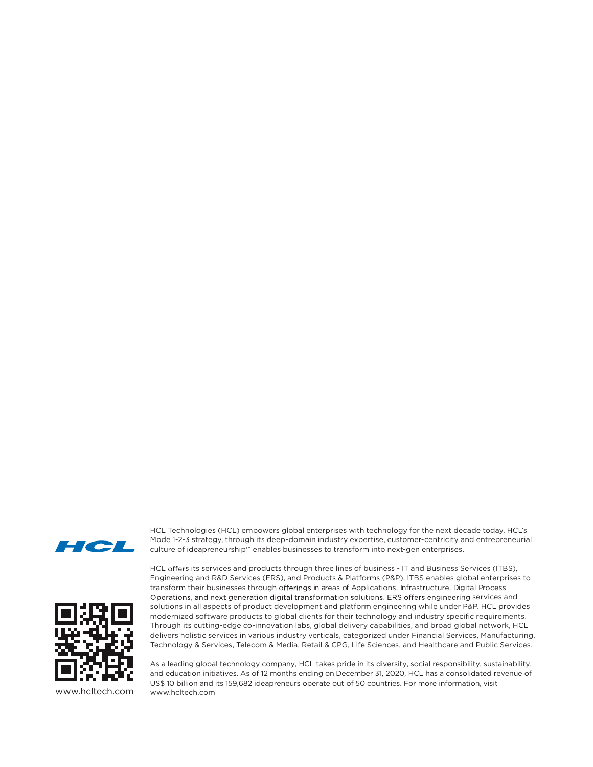HCL

HCL Technologies (HCL) empowers global enterprises with technology for the next decade today. HCL's Mode 1-2-3 strategy, through its deep-domain industry expertise, customer-centricity and entrepreneurial culture of ideapreneurship™ enables businesses to transform into next-gen enterprises.

HCL offers its services and products through three lines of business - IT and Business Services (ITBS), Engineering and R&D Services (ERS), and Products & Platforms (P&P). ITBS enables global enterprises to transform their businesses through offerings in areas of Applications, Infrastructure, Digital Process Operations, and next generation digital transformation solutions. ERS offers engineering services and solutions in all aspects of product development and platform engineering while under P&P. HCL provides modernized software products to global clients for their technology and industry specific requirements. Through its cutting-edge co-innovation labs, global delivery capabilities, and broad global network, HCL delivers holistic services in various industry verticals, categorized under Financial Services, Manufacturing, Technology & Services, Telecom & Media, Retail & CPG, Life Sciences, and Healthcare and Public Services.

As a leading global technology company, HCL takes pride in its diversity, social responsibility, sustainability, and education initiatives. As of 12 months ending on December 31, 2020, HCL has a consolidated revenue of US$ 10 billion and its 159,682 ideapreneurs operate out of 50 countries. For more information, visit www.hcltech.com

www.hcltech.com